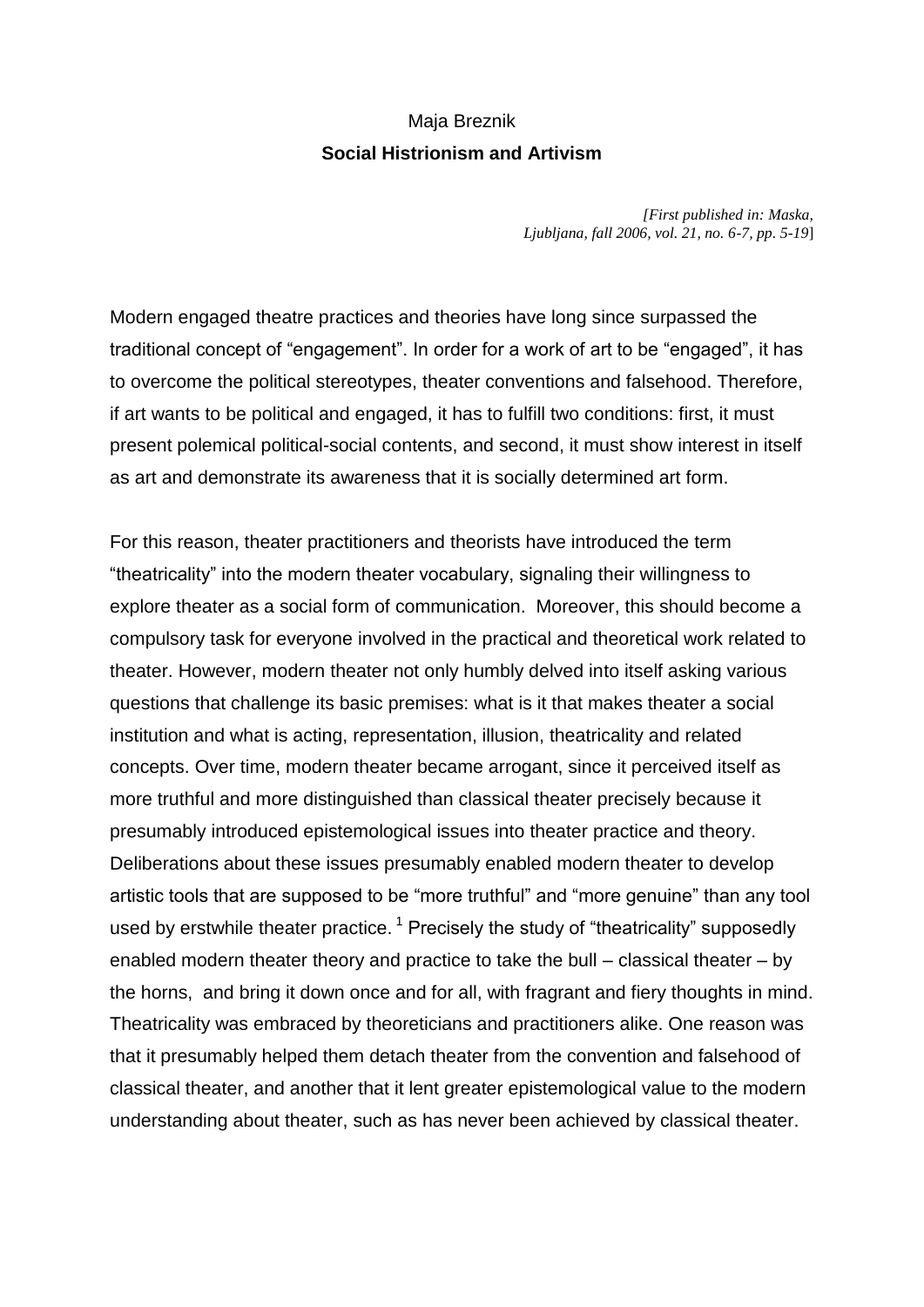Maja Breznik

# Social Histrionism and Artivism

*[First published in: Maska, Ljubljana, fall 2006, vol. 21, no. 6-7, pp. 5-19*]

Modern engaged theatre practices and theories have long since surpassed the traditional concept of "engagement". In order for a work of art to be "engaged", it has to overcome the political stereotypes, theater conventions and falsehood. Therefore, if art wants to be political and engaged, it has to fulfill two conditions: first, it must present polemical political-social contents, and second, it must show interest in itself as art and demonstrate its awareness that it is socially determined art form.

For this reason, theater practitioners and theorists have introduced the term "theatricality" into the modern theater vocabulary, signaling their willingness to explore theater as a social form of communication. Moreover, this should become a compulsory task for everyone involved in the practical and theoretical work related to theater. However, modern theater not only humbly delved into itself asking various questions that challenge its basic premises: what is it that makes theater a social institution and what is acting, representation, illusion, theatricality and related concepts. Over time, modern theater became arrogant, since it perceived itself as more truthful and more distinguished than classical theater precisely because it presumably introduced epistemological issues into theater practice and theory. Deliberations about these issues presumably enabled modern theater to develop artistic tools that are supposed to be "more truthful" and "more genuine" than any tool used by erstwhile theater practice. [1] Precisely the study of "theatricality" supposedly enabled modern theater theory and practice to take the bull – classical theater – by the horns, and bring it down once and for all, with fragrant and fiery thoughts in mind. Theatricality was embraced by theoreticians and practitioners alike. One reason was that it presumably helped them detach theater from the convention and falsehood of classical theater, and another that it lent greater epistemological value to the modern understanding about theater, such as has never been achieved by classical theater.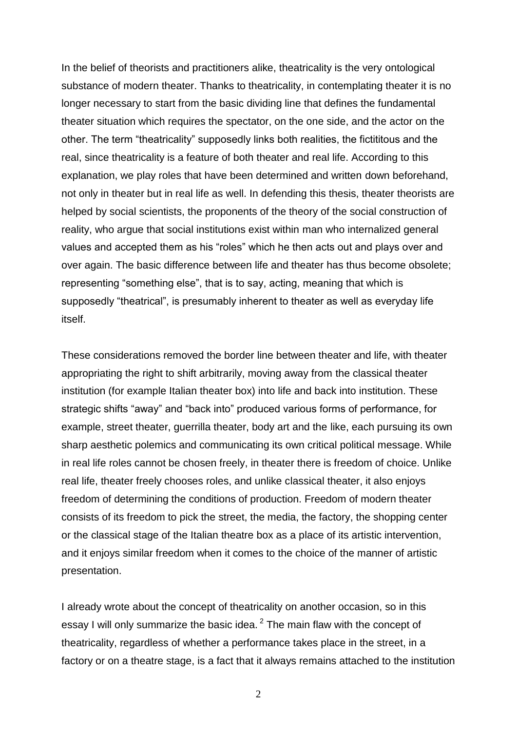In the belief of theorists and practitioners alike, theatricality is the very ontological substance of modern theater. Thanks to theatricality, in contemplating theater it is no longer necessary to start from the basic dividing line that defines the fundamental theater situation which requires the spectator, on the one side, and the actor on the other. The term "theatricality" supposedly links both realities, the fictititous and the real, since theatricality is a feature of both theater and real life. According to this explanation, we play roles that have been determined and written down beforehand, not only in theater but in real life as well. In defending this thesis, theater theorists are helped by social scientists, the proponents of the theory of the social construction of reality, who argue that social institutions exist within man who internalized general values and accepted them as his "roles" which he then acts out and plays over and over again. The basic difference between life and theater has thus become obsolete; representing "something else", that is to say, acting, meaning that which is supposedly "theatrical", is presumably inherent to theater as well as everyday life itself.

These considerations removed the border line between theater and life, with theater appropriating the right to shift arbitrarily, moving away from the classical theater institution (for example Italian theater box) into life and back into institution. These strategic shifts "away" and "back into" produced various forms of performance, for example, street theater, guerrilla theater, body art and the like, each pursuing its own sharp aesthetic polemics and communicating its own critical political message. While in real life roles cannot be chosen freely, in theater there is freedom of choice. Unlike real life, theater freely chooses roles, and unlike classical theater, it also enjoys freedom of determining the conditions of production. Freedom of modern theater consists of its freedom to pick the street, the media, the factory, the shopping center or the classical stage of the Italian theatre box as a place of its artistic intervention, and it enjoys similar freedom when it comes to the choice of the manner of artistic presentation.

I already wrote about the concept of theatricality on another occasion, so in this essay I will only summarize the basic idea. [2] The main flaw with the concept of theatricality, regardless of whether a performance takes place in the street, in a factory or on a theatre stage, is a fact that it always remains attached to the institution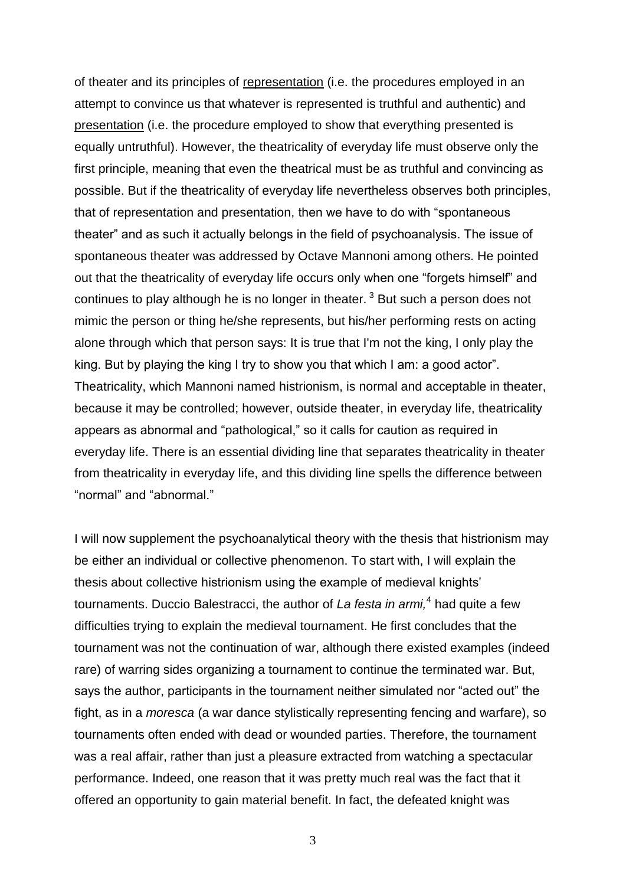of theater and its principles of <u>representation</u> (i.e. the procedures employed in an attempt to convince us that whatever is represented is truthful and authentic) and <u>presentation</u> (i.e. the procedure employed to show that everything presented is equally untruthful). However, the theatricality of everyday life must observe only the first principle, meaning that even the theatrical must be as truthful and convincing as possible. But if the theatricality of everyday life nevertheless observes both principles, that of representation and presentation, then we have to do with "spontaneous theater" and as such it actually belongs in the field of psychoanalysis. The issue of spontaneous theater was addressed by Octave Mannoni among others. He pointed out that the theatricality of everyday life occurs only when one "forgets himself" and continues to play although he is no longer in theater. [3] But such a person does not mimic the person or thing he/she represents, but his/her performing rests on acting alone through which that person says: It is true that I'm not the king, I only play the king. But by playing the king I try to show you that which I am: a good actor". Theatricality, which Mannoni named histrionism, is normal and acceptable in theater, because it may be controlled; however, outside theater, in everyday life, theatricality appears as abnormal and "pathological," so it calls for caution as required in everyday life. There is an essential dividing line that separates theatricality in theater from theatricality in everyday life, and this dividing line spells the difference between "normal" and "abnormal."

I will now supplement the psychoanalytical theory with the thesis that histrionism may be either an individual or collective phenomenon. To start with, I will explain the thesis about collective histrionism using the example of medieval knights' tournaments. Duccio Balestracci, the author of *La festa in armi,*[4] had quite a few difficulties trying to explain the medieval tournament. He first concludes that the tournament was not the continuation of war, although there existed examples (indeed rare) of warring sides organizing a tournament to continue the terminated war. But, says the author, participants in the tournament neither simulated nor "acted out" the fight, as in a *moresca* (a war dance stylistically representing fencing and warfare), so tournaments often ended with dead or wounded parties. Therefore, the tournament was a real affair, rather than just a pleasure extracted from watching a spectacular performance. Indeed, one reason that it was pretty much real was the fact that it offered an opportunity to gain material benefit. In fact, the defeated knight was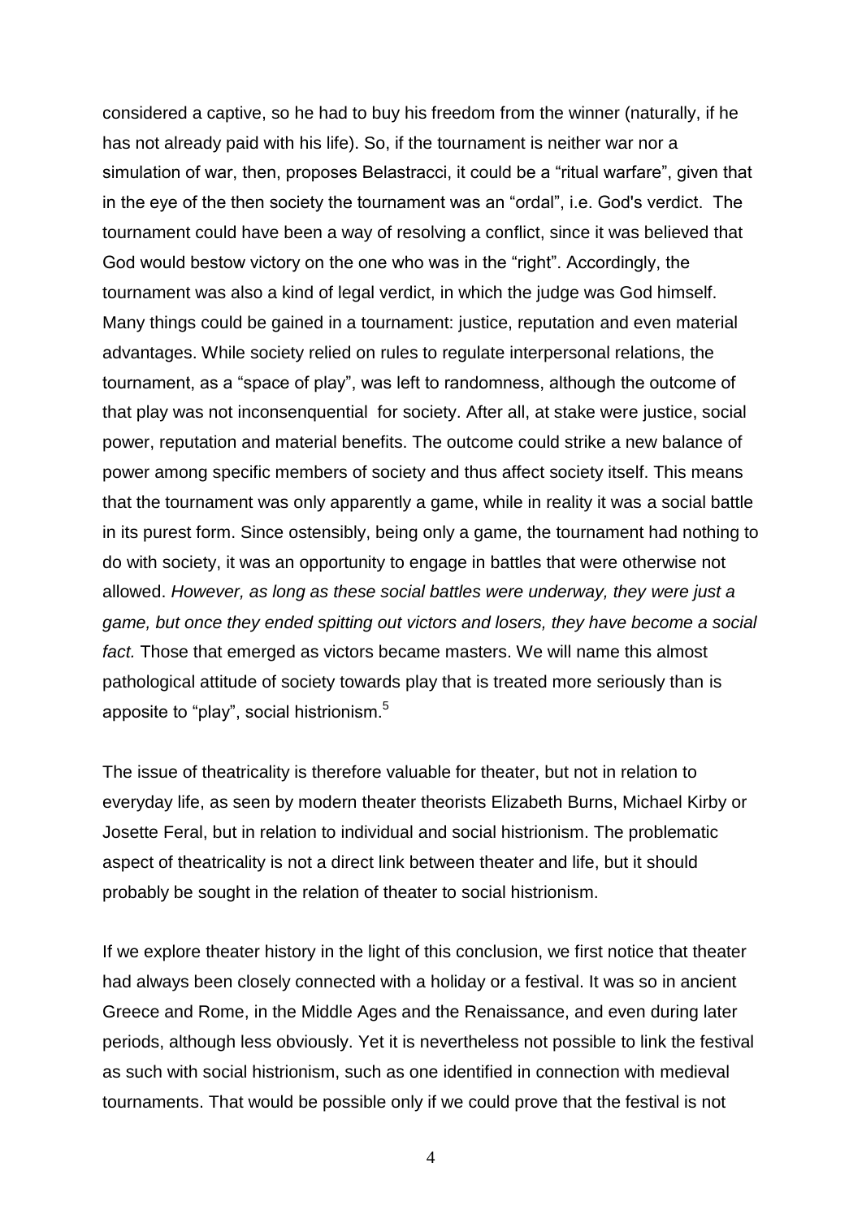considered a captive, so he had to buy his freedom from the winner (naturally, if he has not already paid with his life). So, if the tournament is neither war nor a simulation of war, then, proposes Belastracci, it could be a "ritual warfare", given that in the eye of the then society the tournament was an "ordal", i.e. God's verdict. The tournament could have been a way of resolving a conflict, since it was believed that God would bestow victory on the one who was in the "right". Accordingly, the tournament was also a kind of legal verdict, in which the judge was God himself. Many things could be gained in a tournament: justice, reputation and even material advantages. While society relied on rules to regulate interpersonal relations, the tournament, as a "space of play", was left to randomness, although the outcome of that play was not inconsenquential for society. After all, at stake were justice, social power, reputation and material benefits. The outcome could strike a new balance of power among specific members of society and thus affect society itself. This means that the tournament was only apparently a game, while in reality it was a social battle in its purest form. Since ostensibly, being only a game, the tournament had nothing to do with society, it was an opportunity to engage in battles that were otherwise not allowed. *However, as long as these social battles were underway, they were just a game, but once they ended spitting out victors and losers, they have become a social fact.* Those that emerged as victors became masters. We will name this almost pathological attitude of society towards play that is treated more seriously than is apposite to "play", social histrionism.[5]

The issue of theatricality is therefore valuable for theater, but not in relation to everyday life, as seen by modern theater theorists Elizabeth Burns, Michael Kirby or Josette Feral, but in relation to individual and social histrionism. The problematic aspect of theatricality is not a direct link between theater and life, but it should probably be sought in the relation of theater to social histrionism.

If we explore theater history in the light of this conclusion, we first notice that theater had always been closely connected with a holiday or a festival. It was so in ancient Greece and Rome, in the Middle Ages and the Renaissance, and even during later periods, although less obviously. Yet it is nevertheless not possible to link the festival as such with social histrionism, such as one identified in connection with medieval tournaments. That would be possible only if we could prove that the festival is not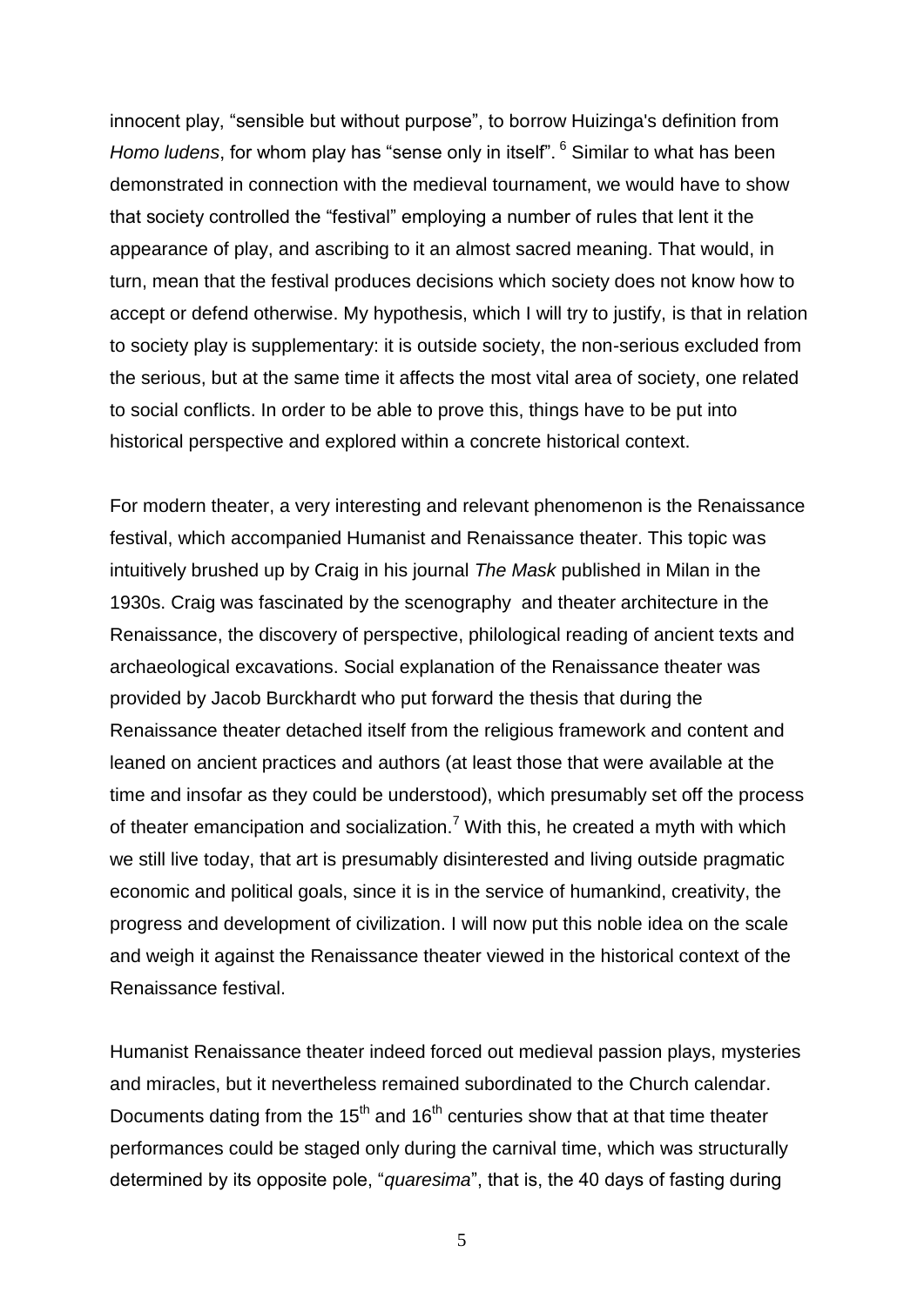innocent play, "sensible but without purpose", to borrow Huizinga's definition from *Homo ludens*, for whom play has "sense only in itself". [6] Similar to what has been demonstrated in connection with the medieval tournament, we would have to show that society controlled the "festival" employing a number of rules that lent it the appearance of play, and ascribing to it an almost sacred meaning. That would, in turn, mean that the festival produces decisions which society does not know how to accept or defend otherwise. My hypothesis, which I will try to justify, is that in relation to society play is supplementary: it is outside society, the non-serious excluded from the serious, but at the same time it affects the most vital area of society, one related to social conflicts. In order to be able to prove this, things have to be put into historical perspective and explored within a concrete historical context.

For modern theater, a very interesting and relevant phenomenon is the Renaissance festival, which accompanied Humanist and Renaissance theater. This topic was intuitively brushed up by Craig in his journal *The Mask* published in Milan in the 1930s. Craig was fascinated by the scenography and theater architecture in the Renaissance, the discovery of perspective, philological reading of ancient texts and archaeological excavations. Social explanation of the Renaissance theater was provided by Jacob Burckhardt who put forward the thesis that during the Renaissance theater detached itself from the religious framework and content and leaned on ancient practices and authors (at least those that were available at the time and insofar as they could be understood), which presumably set off the process of theater emancipation and socialization.[7] With this, he created a myth with which we still live today, that art is presumably disinterested and living outside pragmatic economic and political goals, since it is in the service of humankind, creativity, the progress and development of civilization. I will now put this noble idea on the scale and weigh it against the Renaissance theater viewed in the historical context of the Renaissance festival.

Humanist Renaissance theater indeed forced out medieval passion plays, mysteries and miracles, but it nevertheless remained subordinated to the Church calendar. Documents dating from the 15th and 16th centuries show that at that time theater performances could be staged only during the carnival time, which was structurally determined by its opposite pole, "*quaresima*", that is, the 40 days of fasting during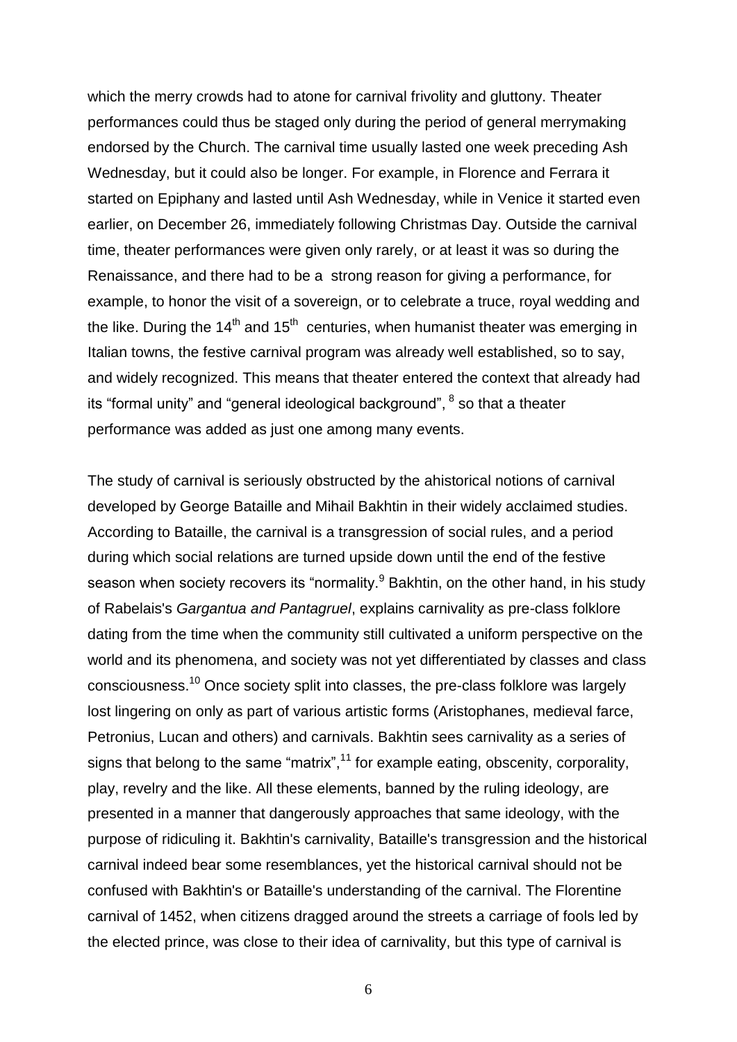which the merry crowds had to atone for carnival frivolity and gluttony. Theater performances could thus be staged only during the period of general merrymaking endorsed by the Church. The carnival time usually lasted one week preceding Ash Wednesday, but it could also be longer. For example, in Florence and Ferrara it started on Epiphany and lasted until Ash Wednesday, while in Venice it started even earlier, on December 26, immediately following Christmas Day. Outside the carnival time, theater performances were given only rarely, or at least it was so during the Renaissance, and there had to be a strong reason for giving a performance, for example, to honor the visit of a sovereign, or to celebrate a truce, royal wedding and the like. During the 14th and 15th centuries, when humanist theater was emerging in Italian towns, the festive carnival program was already well established, so to say, and widely recognized. This means that theater entered the context that already had its "formal unity" and "general ideological background", [8] so that a theater performance was added as just one among many events.

The study of carnival is seriously obstructed by the ahistorical notions of carnival developed by George Bataille and Mihail Bakhtin in their widely acclaimed studies. According to Bataille, the carnival is a transgression of social rules, and a period during which social relations are turned upside down until the end of the festive season when society recovers its "normality.[9] Bakhtin, on the other hand, in his study of Rabelais's *Gargantua and Pantagruel*, explains carnivality as pre-class folklore dating from the time when the community still cultivated a uniform perspective on the world and its phenomena, and society was not yet differentiated by classes and class consciousness.[10] Once society split into classes, the pre-class folklore was largely lost lingering on only as part of various artistic forms (Aristophanes, medieval farce, Petronius, Lucan and others) and carnivals. Bakhtin sees carnivality as a series of signs that belong to the same "matrix",[11] for example eating, obscenity, corporality, play, revelry and the like. All these elements, banned by the ruling ideology, are presented in a manner that dangerously approaches that same ideology, with the purpose of ridiculing it. Bakhtin's carnivality, Bataille's transgression and the historical carnival indeed bear some resemblances, yet the historical carnival should not be confused with Bakhtin's or Bataille's understanding of the carnival. The Florentine carnival of 1452, when citizens dragged around the streets a carriage of fools led by the elected prince, was close to their idea of carnivality, but this type of carnival is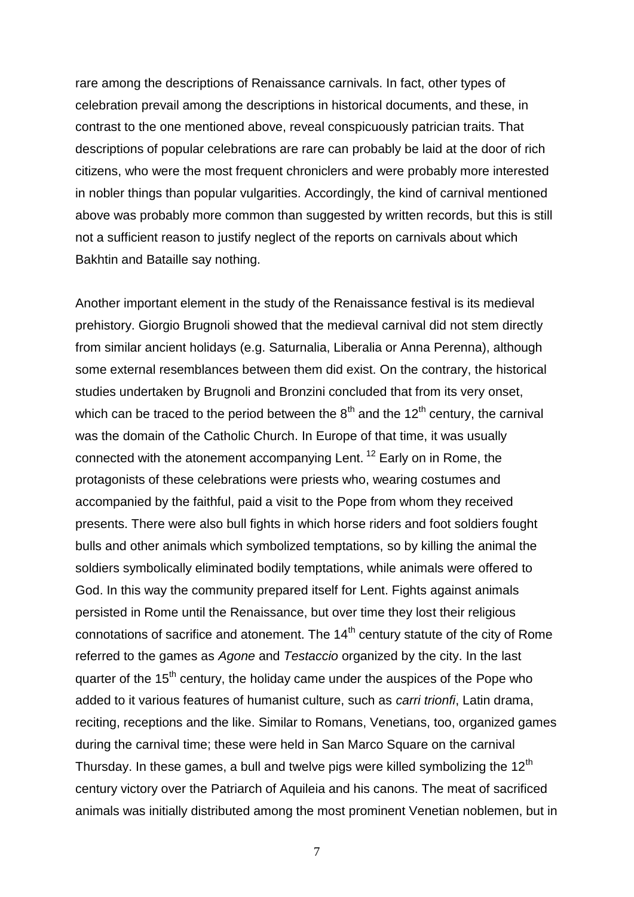rare among the descriptions of Renaissance carnivals. In fact, other types of celebration prevail among the descriptions in historical documents, and these, in contrast to the one mentioned above, reveal conspicuously patrician traits. That descriptions of popular celebrations are rare can probably be laid at the door of rich citizens, who were the most frequent chroniclers and were probably more interested in nobler things than popular vulgarities. Accordingly, the kind of carnival mentioned above was probably more common than suggested by written records, but this is still not a sufficient reason to justify neglect of the reports on carnivals about which Bakhtin and Bataille say nothing.

Another important element in the study of the Renaissance festival is its medieval prehistory. Giorgio Brugnoli showed that the medieval carnival did not stem directly from similar ancient holidays (e.g. Saturnalia, Liberalia or Anna Perenna), although some external resemblances between them did exist. On the contrary, the historical studies undertaken by Brugnoli and Bronzini concluded that from its very onset, which can be traced to the period between the 8th and the 12th century, the carnival was the domain of the Catholic Church. In Europe of that time, it was usually connected with the atonement accompanying Lent. [12] Early on in Rome, the protagonists of these celebrations were priests who, wearing costumes and accompanied by the faithful, paid a visit to the Pope from whom they received presents. There were also bull fights in which horse riders and foot soldiers fought bulls and other animals which symbolized temptations, so by killing the animal the soldiers symbolically eliminated bodily temptations, while animals were offered to God. In this way the community prepared itself for Lent. Fights against animals persisted in Rome until the Renaissance, but over time they lost their religious connotations of sacrifice and atonement. The 14th century statute of the city of Rome referred to the games as *Agone* and *Testaccio* organized by the city. In the last quarter of the 15th century, the holiday came under the auspices of the Pope who added to it various features of humanist culture, such as *carri trionfi*, Latin drama, reciting, receptions and the like. Similar to Romans, Venetians, too, organized games during the carnival time; these were held in San Marco Square on the carnival Thursday. In these games, a bull and twelve pigs were killed symbolizing the 12th century victory over the Patriarch of Aquileia and his canons. The meat of sacrificed animals was initially distributed among the most prominent Venetian noblemen, but in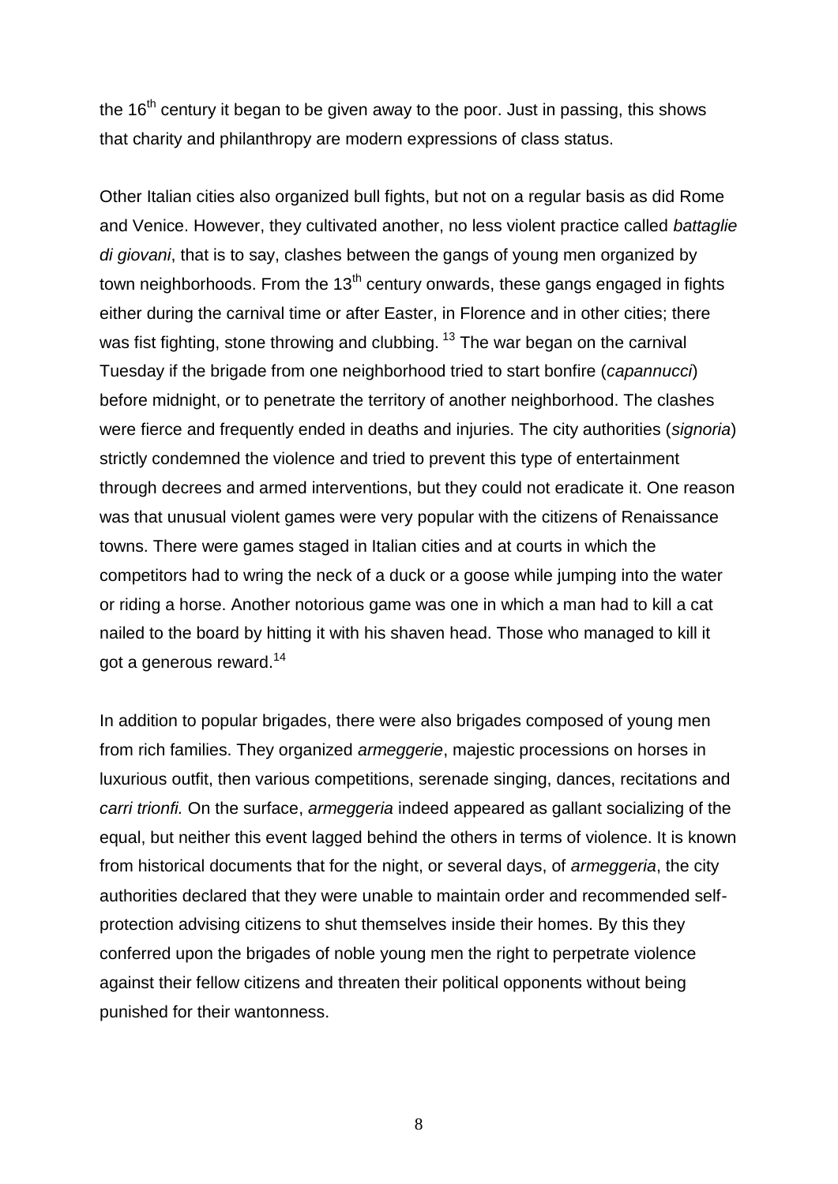the 16th century it began to be given away to the poor. Just in passing, this shows that charity and philanthropy are modern expressions of class status.

Other Italian cities also organized bull fights, but not on a regular basis as did Rome and Venice. However, they cultivated another, no less violent practice called *battaglie di giovani*, that is to say, clashes between the gangs of young men organized by town neighborhoods. From the 13th century onwards, these gangs engaged in fights either during the carnival time or after Easter, in Florence and in other cities; there was fist fighting, stone throwing and clubbing. [13] The war began on the carnival Tuesday if the brigade from one neighborhood tried to start bonfire (*capannucci*) before midnight, or to penetrate the territory of another neighborhood. The clashes were fierce and frequently ended in deaths and injuries. The city authorities (*signoria*) strictly condemned the violence and tried to prevent this type of entertainment through decrees and armed interventions, but they could not eradicate it. One reason was that unusual violent games were very popular with the citizens of Renaissance towns. There were games staged in Italian cities and at courts in which the competitors had to wring the neck of a duck or a goose while jumping into the water or riding a horse. Another notorious game was one in which a man had to kill a cat nailed to the board by hitting it with his shaven head. Those who managed to kill it got a generous reward.[14]

In addition to popular brigades, there were also brigades composed of young men from rich families. They organized *armeggerie*, majestic processions on horses in luxurious outfit, then various competitions, serenade singing, dances, recitations and *carri trionfi.* On the surface, *armeggeria* indeed appeared as gallant socializing of the equal, but neither this event lagged behind the others in terms of violence. It is known from historical documents that for the night, or several days, of *armeggeria*, the city authorities declared that they were unable to maintain order and recommended self-protection advising citizens to shut themselves inside their homes. By this they conferred upon the brigades of noble young men the right to perpetrate violence against their fellow citizens and threaten their political opponents without being punished for their wantonness.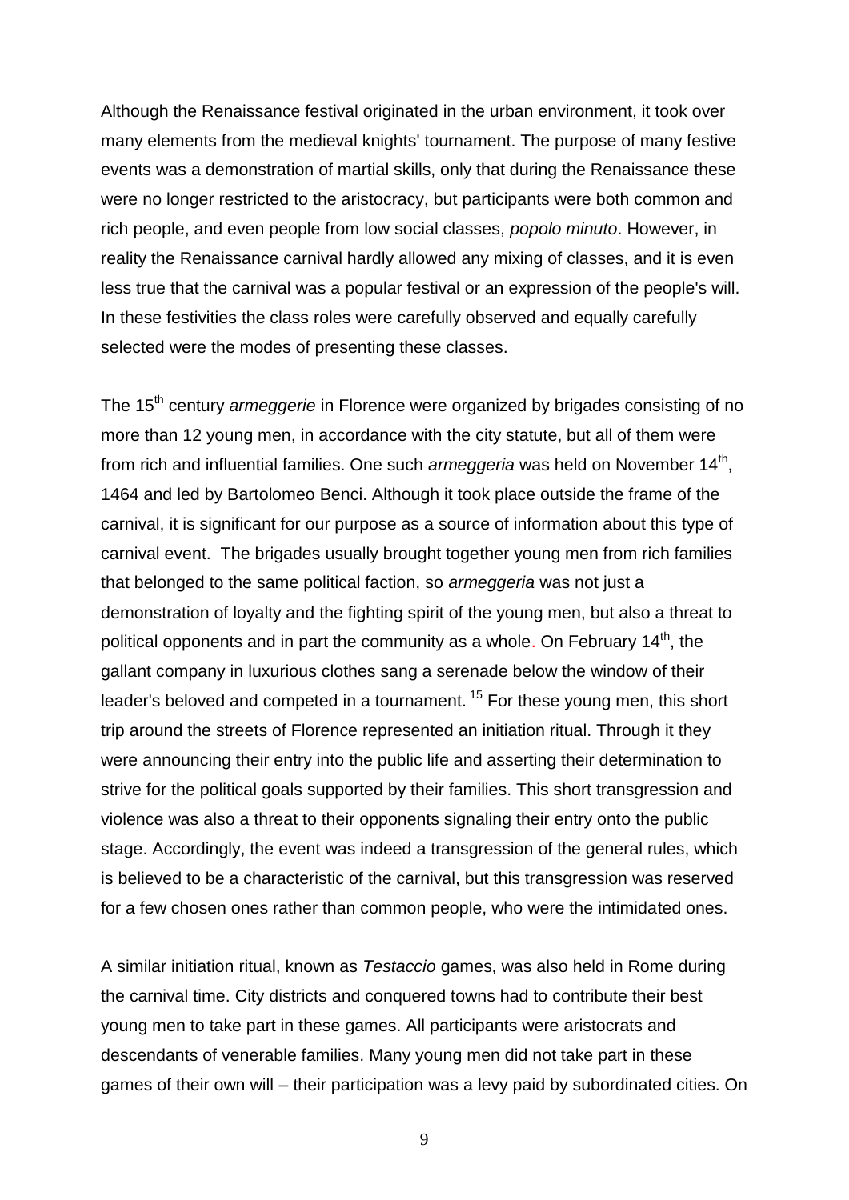Although the Renaissance festival originated in the urban environment, it took over many elements from the medieval knights' tournament. The purpose of many festive events was a demonstration of martial skills, only that during the Renaissance these were no longer restricted to the aristocracy, but participants were both common and rich people, and even people from low social classes, *popolo minuto*. However, in reality the Renaissance carnival hardly allowed any mixing of classes, and it is even less true that the carnival was a popular festival or an expression of the people's will. In these festivities the class roles were carefully observed and equally carefully selected were the modes of presenting these classes.

The 15th century *armeggerie* in Florence were organized by brigades consisting of no more than 12 young men, in accordance with the city statute, but all of them were from rich and influential families. One such *armeggeria* was held on November 14th, 1464 and led by Bartolomeo Benci. Although it took place outside the frame of the carnival, it is significant for our purpose as a source of information about this type of carnival event. The brigades usually brought together young men from rich families that belonged to the same political faction, so *armeggeria* was not just a demonstration of loyalty and the fighting spirit of the young men, but also a threat to political opponents and in part the community as a whole. On February 14th, the gallant company in luxurious clothes sang a serenade below the window of their leader's beloved and competed in a tournament. [15] For these young men, this short trip around the streets of Florence represented an initiation ritual. Through it they were announcing their entry into the public life and asserting their determination to strive for the political goals supported by their families. This short transgression and violence was also a threat to their opponents signaling their entry onto the public stage. Accordingly, the event was indeed a transgression of the general rules, which is believed to be a characteristic of the carnival, but this transgression was reserved for a few chosen ones rather than common people, who were the intimidated ones.

A similar initiation ritual, known as *Testaccio* games, was also held in Rome during the carnival time. City districts and conquered towns had to contribute their best young men to take part in these games. All participants were aristocrats and descendants of venerable families. Many young men did not take part in these games of their own will – their participation was a levy paid by subordinated cities. On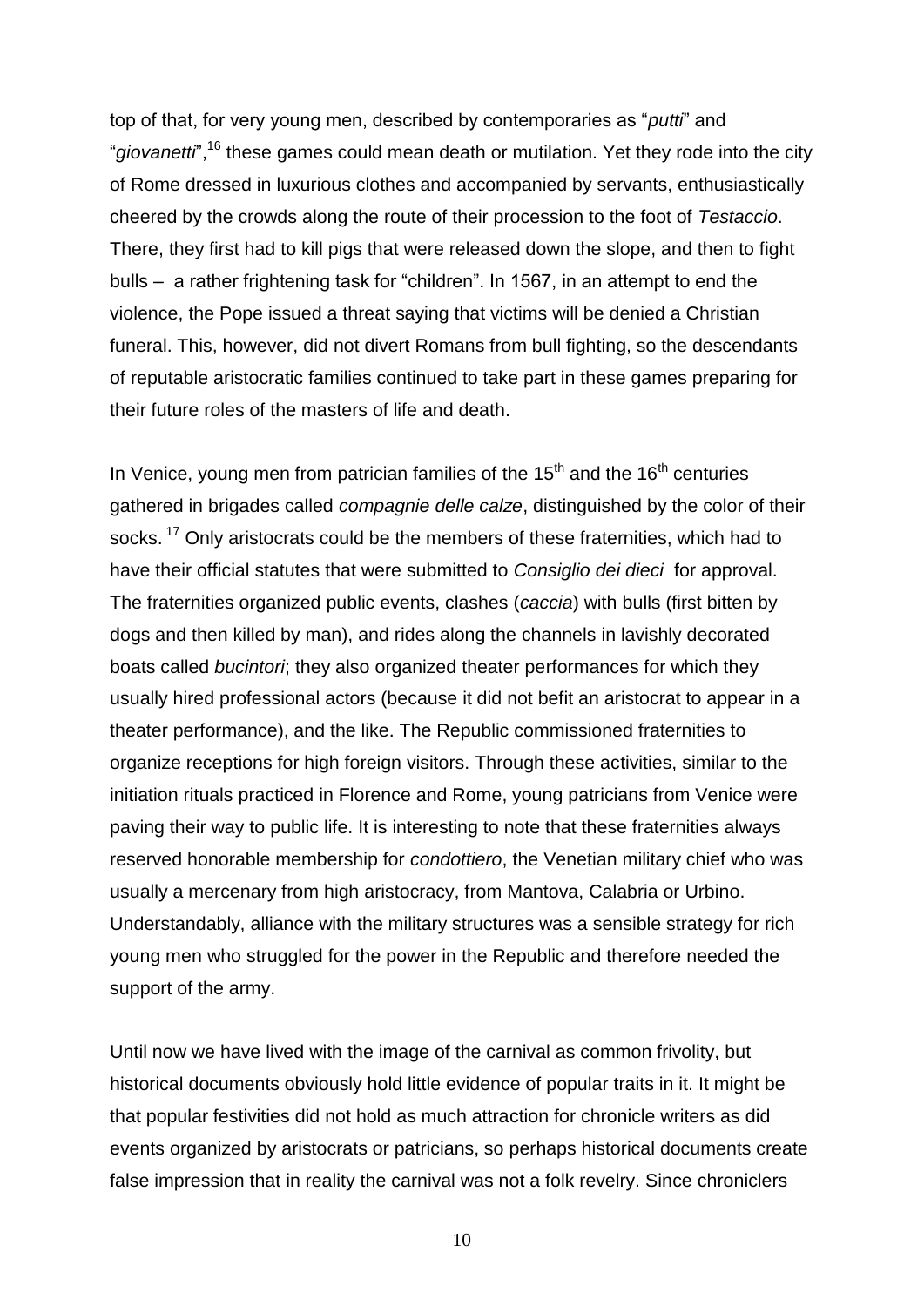top of that, for very young men, described by contemporaries as "*putti*" and "*giovanetti*",[16] these games could mean death or mutilation. Yet they rode into the city of Rome dressed in luxurious clothes and accompanied by servants, enthusiastically cheered by the crowds along the route of their procession to the foot of *Testaccio*. There, they first had to kill pigs that were released down the slope, and then to fight bulls – a rather frightening task for "children". In 1567, in an attempt to end the violence, the Pope issued a threat saying that victims will be denied a Christian funeral. This, however, did not divert Romans from bull fighting, so the descendants of reputable aristocratic families continued to take part in these games preparing for their future roles of the masters of life and death.

In Venice, young men from patrician families of the 15th and the 16th centuries gathered in brigades called *compagnie delle calze*, distinguished by the color of their socks.[17] Only aristocrats could be the members of these fraternities, which had to have their official statutes that were submitted to *Consiglio dei dieci* for approval. The fraternities organized public events, clashes (*caccia*) with bulls (first bitten by dogs and then killed by man), and rides along the channels in lavishly decorated boats called *bucintori*; they also organized theater performances for which they usually hired professional actors (because it did not befit an aristocrat to appear in a theater performance), and the like. The Republic commissioned fraternities to organize receptions for high foreign visitors. Through these activities, similar to the initiation rituals practiced in Florence and Rome, young patricians from Venice were paving their way to public life. It is interesting to note that these fraternities always reserved honorable membership for *condottiero*, the Venetian military chief who was usually a mercenary from high aristocracy, from Mantova, Calabria or Urbino. Understandably, alliance with the military structures was a sensible strategy for rich young men who struggled for the power in the Republic and therefore needed the support of the army.

Until now we have lived with the image of the carnival as common frivolity, but historical documents obviously hold little evidence of popular traits in it. It might be that popular festivities did not hold as much attraction for chronicle writers as did events organized by aristocrats or patricians, so perhaps historical documents create false impression that in reality the carnival was not a folk revelry. Since chroniclers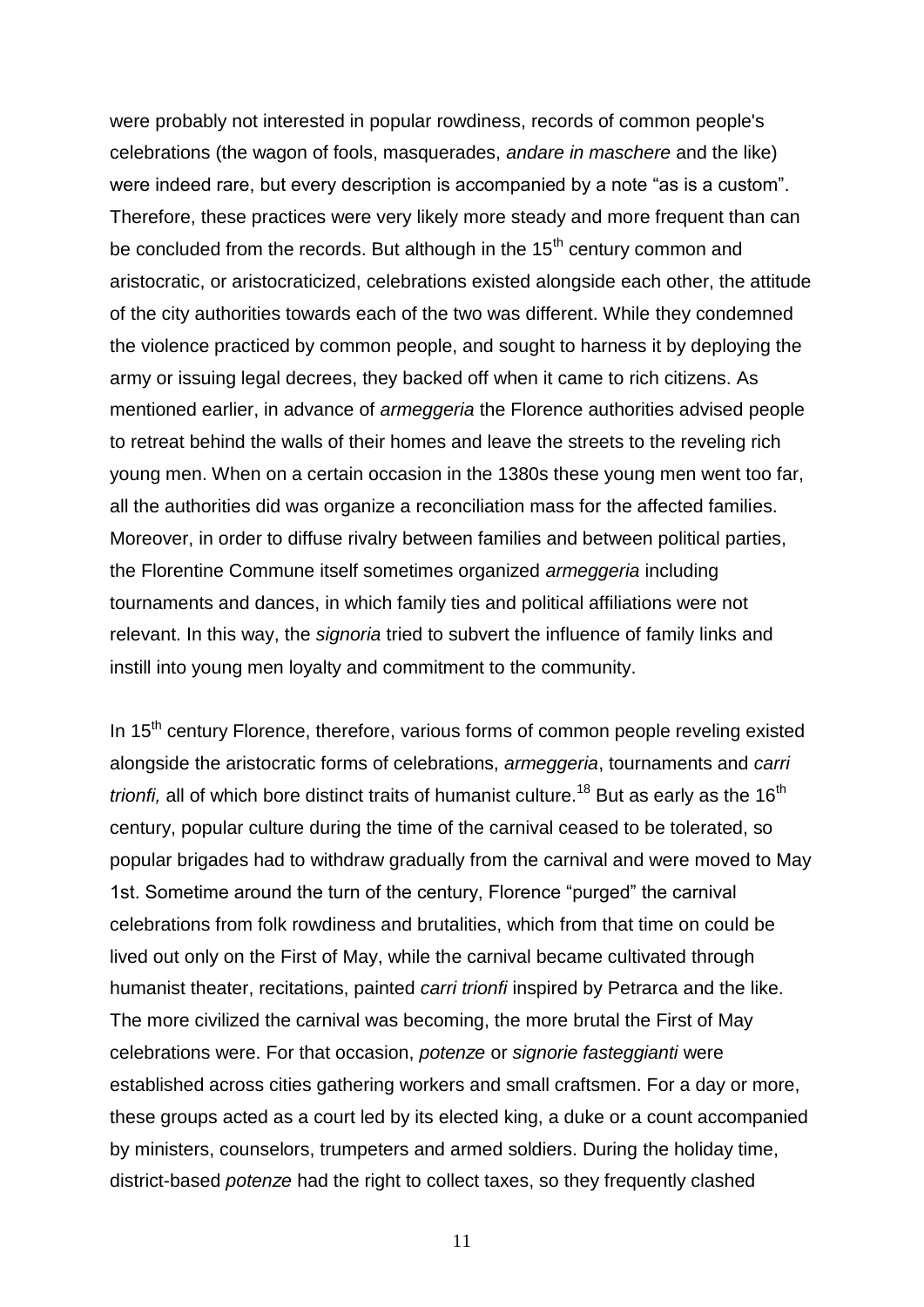were probably not interested in popular rowdiness, records of common people's celebrations (the wagon of fools, masquerades, *andare in maschere* and the like) were indeed rare, but every description is accompanied by a note "as is a custom". Therefore, these practices were very likely more steady and more frequent than can be concluded from the records. But although in the 15th century common and aristocratic, or aristocraticized, celebrations existed alongside each other, the attitude of the city authorities towards each of the two was different. While they condemned the violence practiced by common people, and sought to harness it by deploying the army or issuing legal decrees, they backed off when it came to rich citizens. As mentioned earlier, in advance of *armeggeria* the Florence authorities advised people to retreat behind the walls of their homes and leave the streets to the reveling rich young men. When on a certain occasion in the 1380s these young men went too far, all the authorities did was organize a reconciliation mass for the affected families. Moreover, in order to diffuse rivalry between families and between political parties, the Florentine Commune itself sometimes organized *armeggeria* including tournaments and dances, in which family ties and political affiliations were not relevant. In this way, the *signoria* tried to subvert the influence of family links and instill into young men loyalty and commitment to the community.

In 15th century Florence, therefore, various forms of common people reveling existed alongside the aristocratic forms of celebrations, *armeggeria*, tournaments and *carri trionfi,* all of which bore distinct traits of humanist culture.[18] But as early as the 16th century, popular culture during the time of the carnival ceased to be tolerated, so popular brigades had to withdraw gradually from the carnival and were moved to May 1st. Sometime around the turn of the century, Florence "purged" the carnival celebrations from folk rowdiness and brutalities, which from that time on could be lived out only on the First of May, while the carnival became cultivated through humanist theater, recitations, painted *carri trionfi* inspired by Petrarca and the like. The more civilized the carnival was becoming, the more brutal the First of May celebrations were. For that occasion, *potenze* or *signorie fasteggianti* were established across cities gathering workers and small craftsmen. For a day or more, these groups acted as a court led by its elected king, a duke or a count accompanied by ministers, counselors, trumpeters and armed soldiers. During the holiday time, district-based *potenze* had the right to collect taxes, so they frequently clashed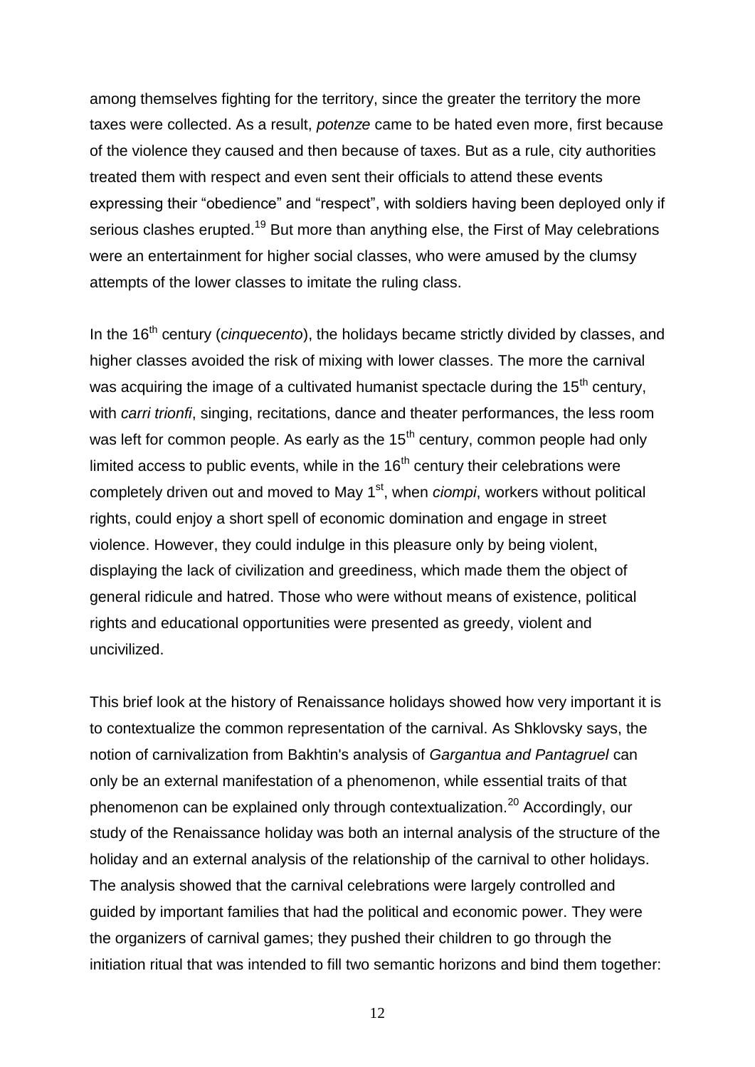among themselves fighting for the territory, since the greater the territory the more taxes were collected. As a result, *potenze* came to be hated even more, first because of the violence they caused and then because of taxes. But as a rule, city authorities treated them with respect and even sent their officials to attend these events expressing their "obedience" and "respect", with soldiers having been deployed only if serious clashes erupted.[19] But more than anything else, the First of May celebrations were an entertainment for higher social classes, who were amused by the clumsy attempts of the lower classes to imitate the ruling class.

In the 16th century (*cinquecento*), the holidays became strictly divided by classes, and higher classes avoided the risk of mixing with lower classes. The more the carnival was acquiring the image of a cultivated humanist spectacle during the 15th century, with *carri trionfi*, singing, recitations, dance and theater performances, the less room was left for common people. As early as the 15th century, common people had only limited access to public events, while in the 16th century their celebrations were completely driven out and moved to May 1st, when *ciompi*, workers without political rights, could enjoy a short spell of economic domination and engage in street violence. However, they could indulge in this pleasure only by being violent, displaying the lack of civilization and greediness, which made them the object of general ridicule and hatred. Those who were without means of existence, political rights and educational opportunities were presented as greedy, violent and uncivilized.

This brief look at the history of Renaissance holidays showed how very important it is to contextualize the common representation of the carnival. As Shklovsky says, the notion of carnivalization from Bakhtin's analysis of *Gargantua and Pantagruel* can only be an external manifestation of a phenomenon, while essential traits of that phenomenon can be explained only through contextualization.[20] Accordingly, our study of the Renaissance holiday was both an internal analysis of the structure of the holiday and an external analysis of the relationship of the carnival to other holidays. The analysis showed that the carnival celebrations were largely controlled and guided by important families that had the political and economic power. They were the organizers of carnival games; they pushed their children to go through the initiation ritual that was intended to fill two semantic horizons and bind them together: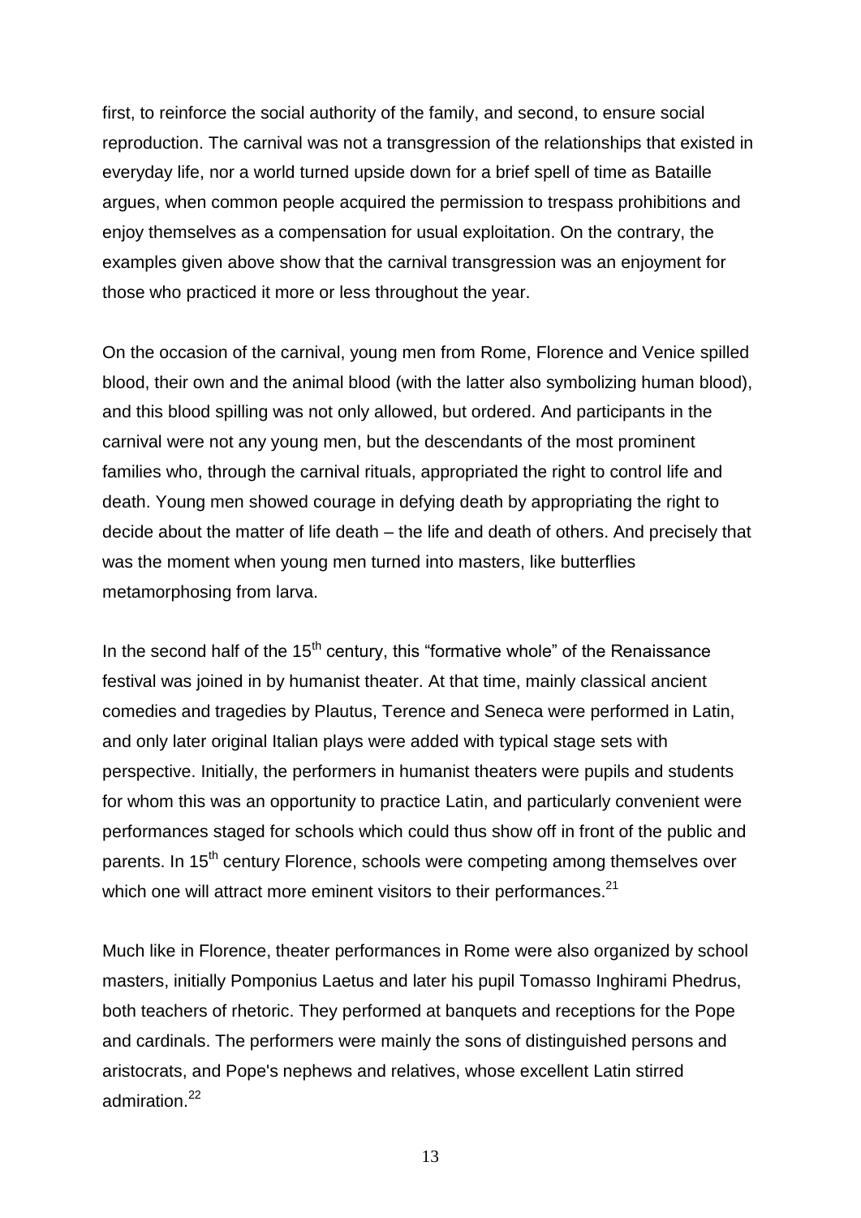first, to reinforce the social authority of the family, and second, to ensure social reproduction. The carnival was not a transgression of the relationships that existed in everyday life, nor a world turned upside down for a brief spell of time as Bataille argues, when common people acquired the permission to trespass prohibitions and enjoy themselves as a compensation for usual exploitation. On the contrary, the examples given above show that the carnival transgression was an enjoyment for those who practiced it more or less throughout the year.

On the occasion of the carnival, young men from Rome, Florence and Venice spilled blood, their own and the animal blood (with the latter also symbolizing human blood), and this blood spilling was not only allowed, but ordered. And participants in the carnival were not any young men, but the descendants of the most prominent families who, through the carnival rituals, appropriated the right to control life and death. Young men showed courage in defying death by appropriating the right to decide about the matter of life death – the life and death of others. And precisely that was the moment when young men turned into masters, like butterflies metamorphosing from larva.

In the second half of the 15th century, this "formative whole" of the Renaissance festival was joined in by humanist theater. At that time, mainly classical ancient comedies and tragedies by Plautus, Terence and Seneca were performed in Latin, and only later original Italian plays were added with typical stage sets with perspective. Initially, the performers in humanist theaters were pupils and students for whom this was an opportunity to practice Latin, and particularly convenient were performances staged for schools which could thus show off in front of the public and parents. In 15th century Florence, schools were competing among themselves over which one will attract more eminent visitors to their performances.[21]

Much like in Florence, theater performances in Rome were also organized by school masters, initially Pomponius Laetus and later his pupil Tomasso Inghirami Phedrus, both teachers of rhetoric. They performed at banquets and receptions for the Pope and cardinals. The performers were mainly the sons of distinguished persons and aristocrats, and Pope's nephews and relatives, whose excellent Latin stirred admiration.[22]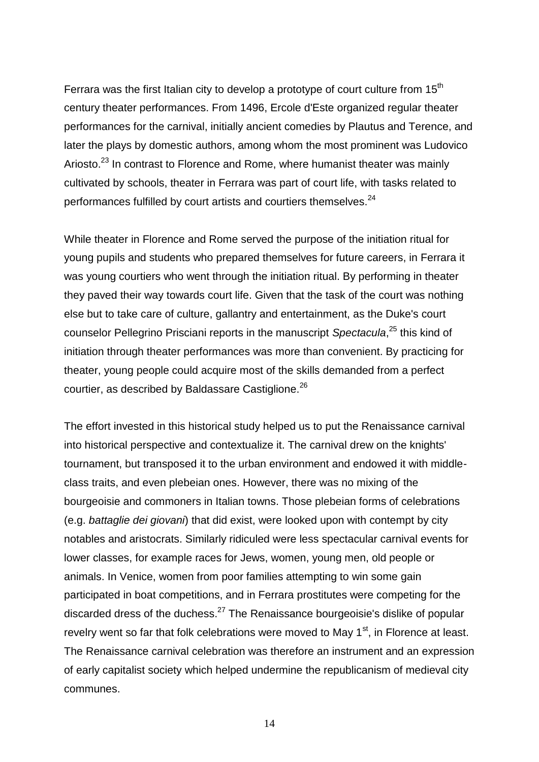Ferrara was the first Italian city to develop a prototype of court culture from 15th century theater performances. From 1496, Ercole d'Este organized regular theater performances for the carnival, initially ancient comedies by Plautus and Terence, and later the plays by domestic authors, among whom the most prominent was Ludovico Ariosto.[23] In contrast to Florence and Rome, where humanist theater was mainly cultivated by schools, theater in Ferrara was part of court life, with tasks related to performances fulfilled by court artists and courtiers themselves.[24]

While theater in Florence and Rome served the purpose of the initiation ritual for young pupils and students who prepared themselves for future careers, in Ferrara it was young courtiers who went through the initiation ritual. By performing in theater they paved their way towards court life. Given that the task of the court was nothing else but to take care of culture, gallantry and entertainment, as the Duke's court counselor Pellegrino Prisciani reports in the manuscript *Spectacula*,[25] this kind of initiation through theater performances was more than convenient. By practicing for theater, young people could acquire most of the skills demanded from a perfect courtier, as described by Baldassare Castiglione.[26]

The effort invested in this historical study helped us to put the Renaissance carnival into historical perspective and contextualize it. The carnival drew on the knights' tournament, but transposed it to the urban environment and endowed it with middle-class traits, and even plebeian ones. However, there was no mixing of the bourgeoisie and commoners in Italian towns. Those plebeian forms of celebrations (e.g. *battaglie dei giovani*) that did exist, were looked upon with contempt by city notables and aristocrats. Similarly ridiculed were less spectacular carnival events for lower classes, for example races for Jews, women, young men, old people or animals. In Venice, women from poor families attempting to win some gain participated in boat competitions, and in Ferrara prostitutes were competing for the discarded dress of the duchess.[27] The Renaissance bourgeoisie's dislike of popular revelry went so far that folk celebrations were moved to May 1st, in Florence at least. The Renaissance carnival celebration was therefore an instrument and an expression of early capitalist society which helped undermine the republicanism of medieval city communes.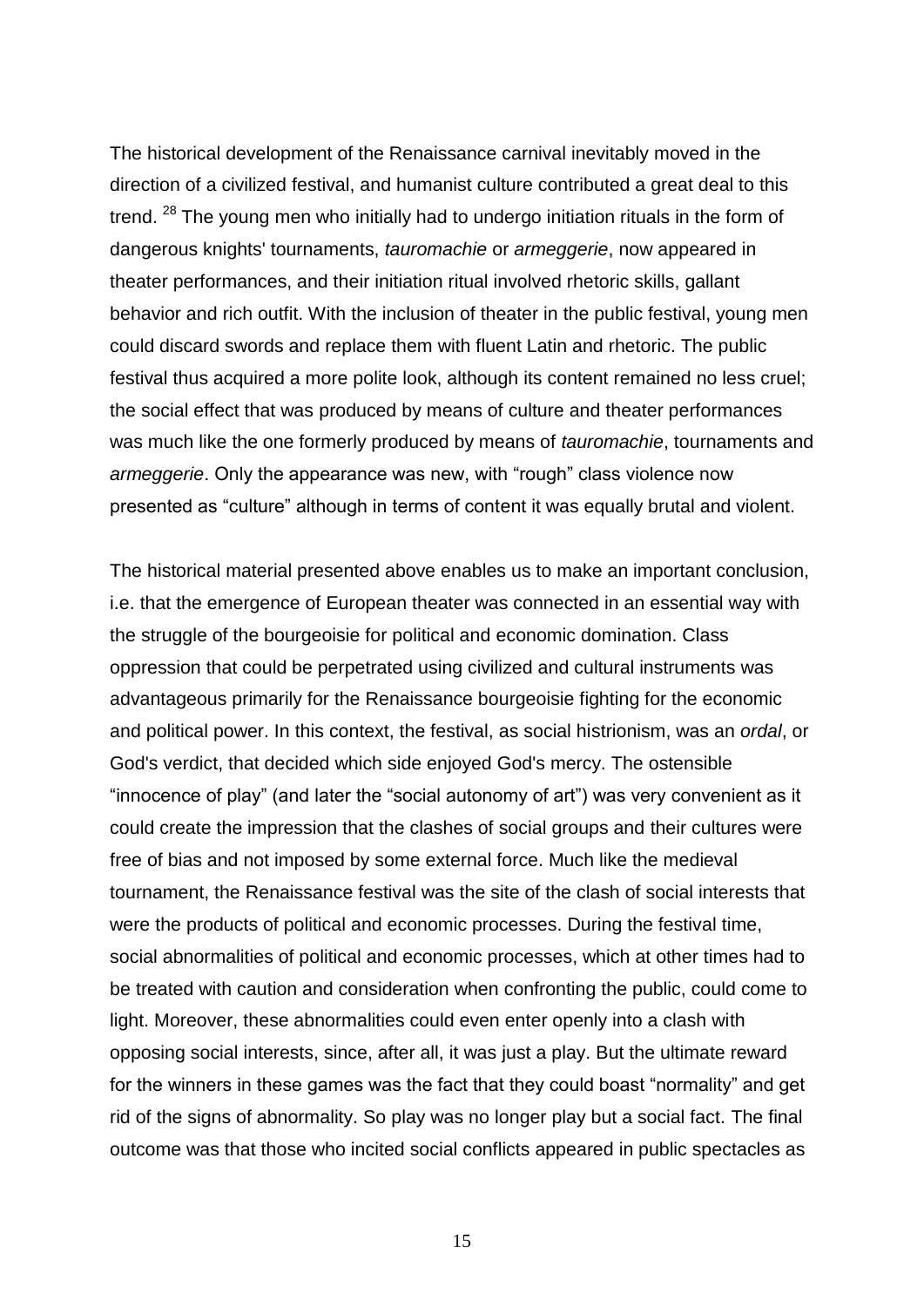The historical development of the Renaissance carnival inevitably moved in the direction of a civilized festival, and humanist culture contributed a great deal to this trend. [28] The young men who initially had to undergo initiation rituals in the form of dangerous knights' tournaments, *tauromachie* or *armeggerie*, now appeared in theater performances, and their initiation ritual involved rhetoric skills, gallant behavior and rich outfit. With the inclusion of theater in the public festival, young men could discard swords and replace them with fluent Latin and rhetoric. The public festival thus acquired a more polite look, although its content remained no less cruel; the social effect that was produced by means of culture and theater performances was much like the one formerly produced by means of *tauromachie*, tournaments and *armeggerie*. Only the appearance was new, with "rough" class violence now presented as "culture" although in terms of content it was equally brutal and violent.

The historical material presented above enables us to make an important conclusion, i.e. that the emergence of European theater was connected in an essential way with the struggle of the bourgeoisie for political and economic domination. Class oppression that could be perpetrated using civilized and cultural instruments was advantageous primarily for the Renaissance bourgeoisie fighting for the economic and political power. In this context, the festival, as social histrionism, was an *ordal*, or God's verdict, that decided which side enjoyed God's mercy. The ostensible "innocence of play" (and later the "social autonomy of art") was very convenient as it could create the impression that the clashes of social groups and their cultures were free of bias and not imposed by some external force. Much like the medieval tournament, the Renaissance festival was the site of the clash of social interests that were the products of political and economic processes. During the festival time, social abnormalities of political and economic processes, which at other times had to be treated with caution and consideration when confronting the public, could come to light. Moreover, these abnormalities could even enter openly into a clash with opposing social interests, since, after all, it was just a play. But the ultimate reward for the winners in these games was the fact that they could boast "normality" and get rid of the signs of abnormality. So play was no longer play but a social fact. The final outcome was that those who incited social conflicts appeared in public spectacles as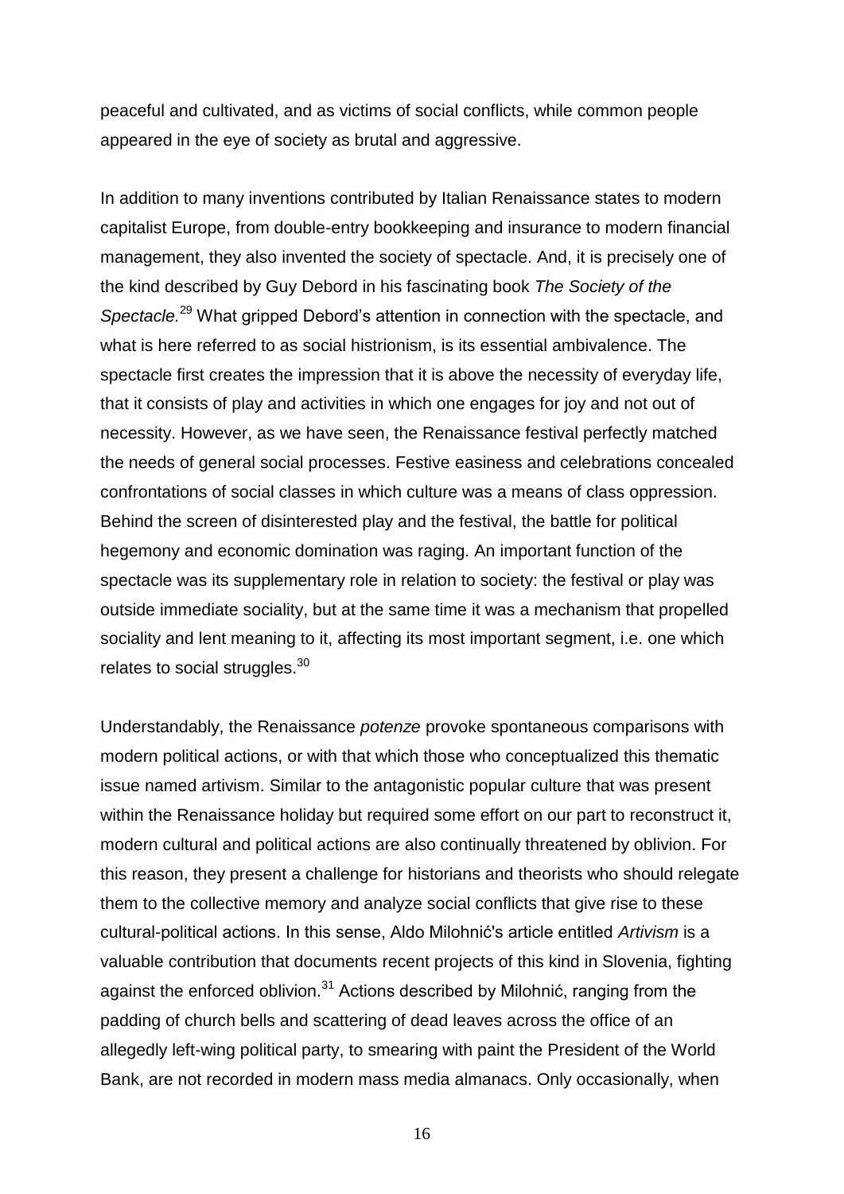peaceful and cultivated, and as victims of social conflicts, while common people appeared in the eye of society as brutal and aggressive.

In addition to many inventions contributed by Italian Renaissance states to modern capitalist Europe, from double-entry bookkeeping and insurance to modern financial management, they also invented the society of spectacle. And, it is precisely one of the kind described by Guy Debord in his fascinating book *The Society of the Spectacle.*[29] What gripped Debord's attention in connection with the spectacle, and what is here referred to as social histrionism, is its essential ambivalence. The spectacle first creates the impression that it is above the necessity of everyday life, that it consists of play and activities in which one engages for joy and not out of necessity. However, as we have seen, the Renaissance festival perfectly matched the needs of general social processes. Festive easiness and celebrations concealed confrontations of social classes in which culture was a means of class oppression. Behind the screen of disinterested play and the festival, the battle for political hegemony and economic domination was raging. An important function of the spectacle was its supplementary role in relation to society: the festival or play was outside immediate sociality, but at the same time it was a mechanism that propelled sociality and lent meaning to it, affecting its most important segment, i.e. one which relates to social struggles.[30]

Understandably, the Renaissance *potenze* provoke spontaneous comparisons with modern political actions, or with that which those who conceptualized this thematic issue named artivism. Similar to the antagonistic popular culture that was present within the Renaissance holiday but required some effort on our part to reconstruct it, modern cultural and political actions are also continually threatened by oblivion. For this reason, they present a challenge for historians and theorists who should relegate them to the collective memory and analyze social conflicts that give rise to these cultural-political actions. In this sense, Aldo Milohnić's article entitled *Artivism* is a valuable contribution that documents recent projects of this kind in Slovenia, fighting against the enforced oblivion.[31] Actions described by Milohnić, ranging from the padding of church bells and scattering of dead leaves across the office of an allegedly left-wing political party, to smearing with paint the President of the World Bank, are not recorded in modern mass media almanacs. Only occasionally, when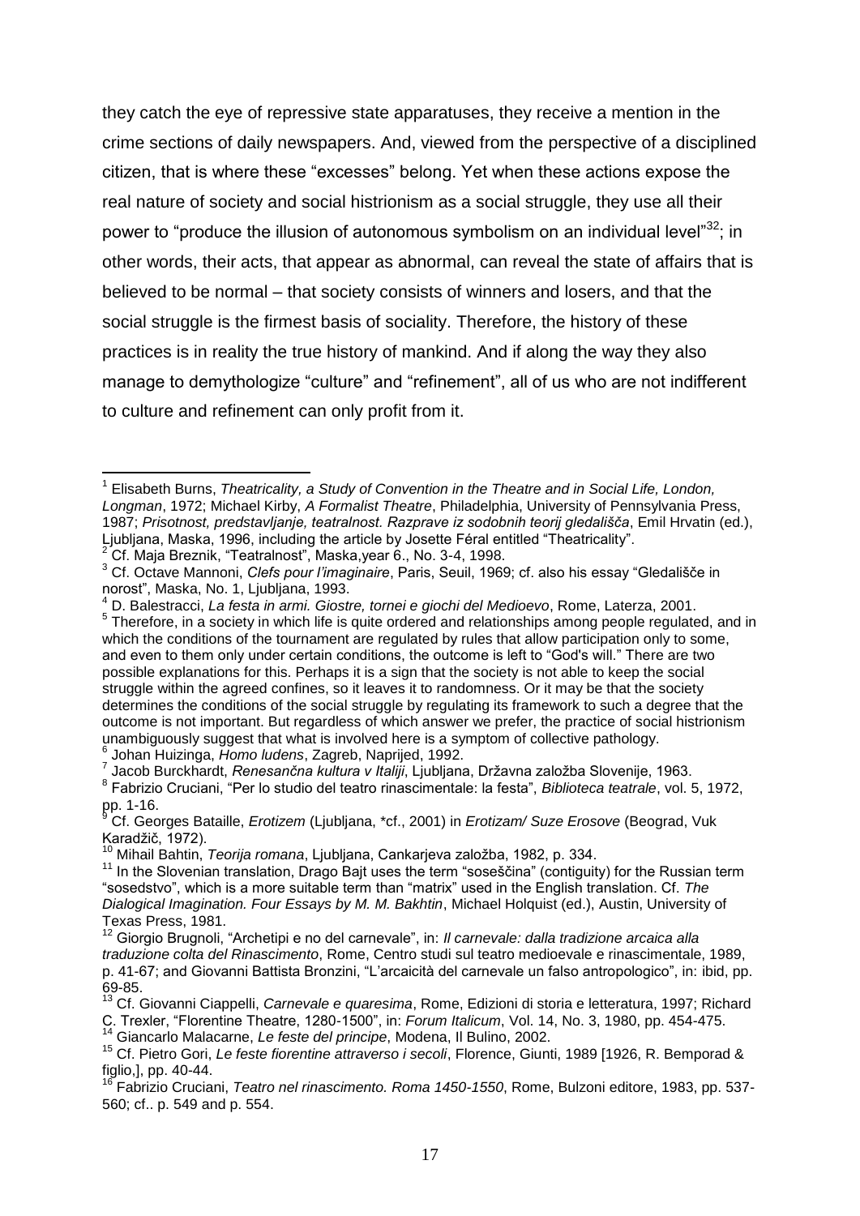they catch the eye of repressive state apparatuses, they receive a mention in the crime sections of daily newspapers. And, viewed from the perspective of a disciplined citizen, that is where these "excesses" belong. Yet when these actions expose the real nature of society and social histrionism as a social struggle, they use all their power to "produce the illusion of autonomous symbolism on an individual level"[32]; in other words, their acts, that appear as abnormal, can reveal the state of affairs that is believed to be normal – that society consists of winners and losers, and that the social struggle is the firmest basis of sociality. Therefore, the history of these practices is in reality the true history of mankind. And if along the way they also manage to demythologize "culture" and "refinement", all of us who are not indifferent to culture and refinement can only profit from it.

---

[1] Elisabeth Burns, *Theatricality, a Study of Convention in the Theatre and in Social Life, London, Longman*, 1972; Michael Kirby, *A Formalist Theatre*, Philadelphia, University of Pennsylvania Press, 1987; *Prisotnost, predstavljanje, teatralnost. Razprave iz sodobnih teorij gledališča*, Emil Hrvatin (ed.), Ljubljana, Maska, 1996, including the article by Josette Féral entitled "Theatricality".

[2] Cf. Maja Breznik, "Teatralnost", Maska,year 6., No. 3-4, 1998.

[3] Cf. Octave Mannoni, *Clefs pour l'imaginaire*, Paris, Seuil, 1969; cf. also his essay "Gledališče in norost", Maska, No. 1, Ljubljana, 1993.

[4] D. Balestracci, *La festa in armi. Giostre, tornei e giochi del Medioevo*, Rome, Laterza, 2001.

[5] Therefore, in a society in which life is quite ordered and relationships among people regulated, and in which the conditions of the tournament are regulated by rules that allow participation only to some, and even to them only under certain conditions, the outcome is left to "God's will." There are two possible explanations for this. Perhaps it is a sign that the society is not able to keep the social struggle within the agreed confines, so it leaves it to randomness. Or it may be that the society determines the conditions of the social struggle by regulating its framework to such a degree that the outcome is not important. But regardless of which answer we prefer, the practice of social histrionism unambiguously suggest that what is involved here is a symptom of collective pathology.

[6] Johan Huizinga, *Homo ludens*, Zagreb, Naprijed, 1992.

[7] Jacob Burckhardt, *Renesančna kultura v Italiji*, Ljubljana, Državna založba Slovenije, 1963.

[8] Fabrizio Cruciani, "Per lo studio del teatro rinascimentale: la festa", *Biblioteca teatrale*, vol. 5, 1972, pp. 1-16.

[9] Cf. Georges Bataille, *Erotizem* (Ljubljana, *cf., 2001) in *Erotizam/ Suze Erosove* (Beograd, Vuk Karadžič, 1972).

[10] Mihail Bahtin, *Teorija romana*, Ljubljana, Cankarjeva založba, 1982, p. 334.

[11] In the Slovenian translation, Drago Bajt uses the term "soseščina" (contiguity) for the Russian term "sosedstvo", which is a more suitable term than "matrix" used in the English translation. Cf. *The Dialogical Imagination. Four Essays by M. M. Bakhtin*, Michael Holquist (ed.), Austin, University of Texas Press, 1981.

[12] Giorgio Brugnoli, "Archetipi e no del carnevale", in: *Il carnevale: dalla tradizione arcaica alla traduzione colta del Rinascimento*, Rome, Centro studi sul teatro medioevale e rinascimentale, 1989, p. 41-67; and Giovanni Battista Bronzini, "L'arcaicità del carnevale un falso antropologico", in: ibid, pp. 69-85.

[13] Cf. Giovanni Ciappelli, *Carnevale e quaresima*, Rome, Edizioni di storia e letteratura, 1997; Richard C. Trexler, "Florentine Theatre, 1280-1500", in: *Forum Italicum*, Vol. 14, No. 3, 1980, pp. 454-475.

[14] Giancarlo Malacarne, *Le feste del principe*, Modena, Il Bulino, 2002.

[15] Cf. Pietro Gori, *Le feste fiorentine attraverso i secoli*, Florence, Giunti, 1989 [1926, R. Bemporad & figlio,], pp. 40-44.

[16] Fabrizio Cruciani, *Teatro nel rinascimento. Roma 1450-1550*, Rome, Bulzoni editore, 1983, pp. 537-560; cf.. p. 549 and p. 554.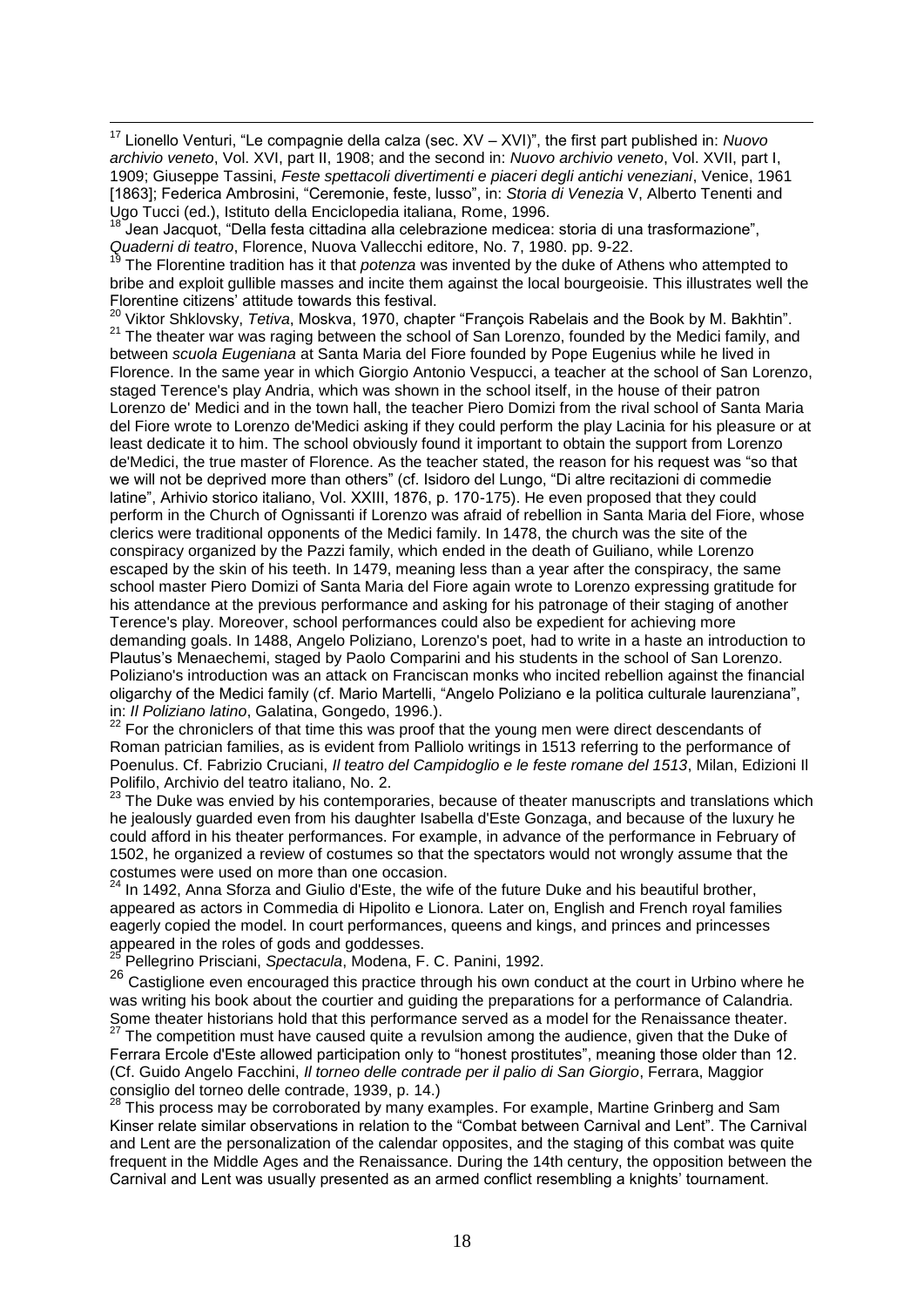[17] Lionello Venturi, "Le compagnie della calza (sec. XV – XVI)", the first part published in: *Nuovo archivio veneto*, Vol. XVI, part II, 1908; and the second in: *Nuovo archivio veneto*, Vol. XVII, part I, 1909; Giuseppe Tassini, *Feste spettacoli divertimenti e piaceri degli antichi veneziani*, Venice, 1961 [1863]; Federica Ambrosini, "Ceremonie, feste, lusso", in: *Storia di Venezia* V, Alberto Tenenti and Ugo Tucci (ed.), Istituto della Enciclopedia italiana, Rome, 1996.

[18] Jean Jacquot, "Della festa cittadina alla celebrazione medicea: storia di una trasformazione", *Quaderni di teatro*, Florence, Nuova Vallecchi editore, No. 7, 1980. pp. 9-22.

[19] The Florentine tradition has it that *potenza* was invented by the duke of Athens who attempted to bribe and exploit gullible masses and incite them against the local bourgeoisie. This illustrates well the Florentine citizens' attitude towards this festival.

[20] Viktor Shklovsky, *Tetiva*, Moskva, 1970, chapter "François Rabelais and the Book by M. Bakhtin".

[21] The theater war was raging between the school of San Lorenzo, founded by the Medici family, and between *scuola Eugeniana* at Santa Maria del Fiore founded by Pope Eugenius while he lived in Florence. In the same year in which Giorgio Antonio Vespucci, a teacher at the school of San Lorenzo, staged Terence's play Andria, which was shown in the school itself, in the house of their patron Lorenzo de' Medici and in the town hall, the teacher Piero Domizi from the rival school of Santa Maria del Fiore wrote to Lorenzo de'Medici asking if they could perform the play Lacinia for his pleasure or at least dedicate it to him. The school obviously found it important to obtain the support from Lorenzo de'Medici, the true master of Florence. As the teacher stated, the reason for his request was "so that we will not be deprived more than others" (cf. Isidoro del Lungo, "Di altre recitazioni di commedie latine", Arhivio storico italiano, Vol. XXIII, 1876, p. 170-175). He even proposed that they could perform in the Church of Ognissanti if Lorenzo was afraid of rebellion in Santa Maria del Fiore, whose clerics were traditional opponents of the Medici family. In 1478, the church was the site of the conspiracy organized by the Pazzi family, which ended in the death of Guiliano, while Lorenzo escaped by the skin of his teeth. In 1479, meaning less than a year after the conspiracy, the same school master Piero Domizi of Santa Maria del Fiore again wrote to Lorenzo expressing gratitude for his attendance at the previous performance and asking for his patronage of their staging of another Terence's play. Moreover, school performances could also be expedient for achieving more demanding goals. In 1488, Angelo Poliziano, Lorenzo's poet, had to write in a haste an introduction to Plautus's Menaechemi, staged by Paolo Comparini and his students in the school of San Lorenzo. Poliziano's introduction was an attack on Franciscan monks who incited rebellion against the financial oligarchy of the Medici family (cf. Mario Martelli, "Angelo Poliziano e la politica culturale laurenziana", in: *Il Poliziano latino*, Galatina, Congedo, 1996.).

[22] For the chroniclers of that time this was proof that the young men were direct descendants of Roman patrician families, as is evident from Palliolo writings in 1513 referring to the performance of Poenulus. Cf. Fabrizio Cruciani, *Il teatro del Campidoglio e le feste romane del 1513*, Milan, Edizioni Il Polifilo, Archivio del teatro italiano, No. 2.

[23] The Duke was envied by his contemporaries, because of theater manuscripts and translations which he jealously guarded even from his daughter Isabella d'Este Gonzaga, and because of the luxury he could afford in his theater performances. For example, in advance of the performance in February of 1502, he organized a review of costumes so that the spectators would not wrongly assume that the costumes were used on more than one occasion.

[24] In 1492, Anna Sforza and Giulio d'Este, the wife of the future Duke and his beautiful brother, appeared as actors in Commedia di Hipolito e Lionora. Later on, English and French royal families eagerly copied the model. In court performances, queens and kings, and princes and princesses appeared in the roles of gods and goddesses.

[25] Pellegrino Prisciani, *Spectacula*, Modena, F. C. Panini, 1992.

[26] Castiglione even encouraged this practice through his own conduct at the court in Urbino where he was writing his book about the courtier and guiding the preparations for a performance of Calandria. Some theater historians hold that this performance served as a model for the Renaissance theater.

[27] The competition must have caused quite a revulsion among the audience, given that the Duke of Ferrara Ercole d'Este allowed participation only to "honest prostitutes", meaning those older than 12. (Cf. Guido Angelo Facchini, *Il torneo delle contrade per il palio di San Giorgio*, Ferrara, Maggior consiglio del torneo delle contrade, 1939, p. 14.)

[28] This process may be corroborated by many examples. For example, Martine Grinberg and Sam Kinser relate similar observations in relation to the "Combat between Carnival and Lent". The Carnival and Lent are the personalization of the calendar opposites, and the staging of this combat was quite frequent in the Middle Ages and the Renaissance. During the 14th century, the opposition between the Carnival and Lent was usually presented as an armed conflict resembling a knights' tournament.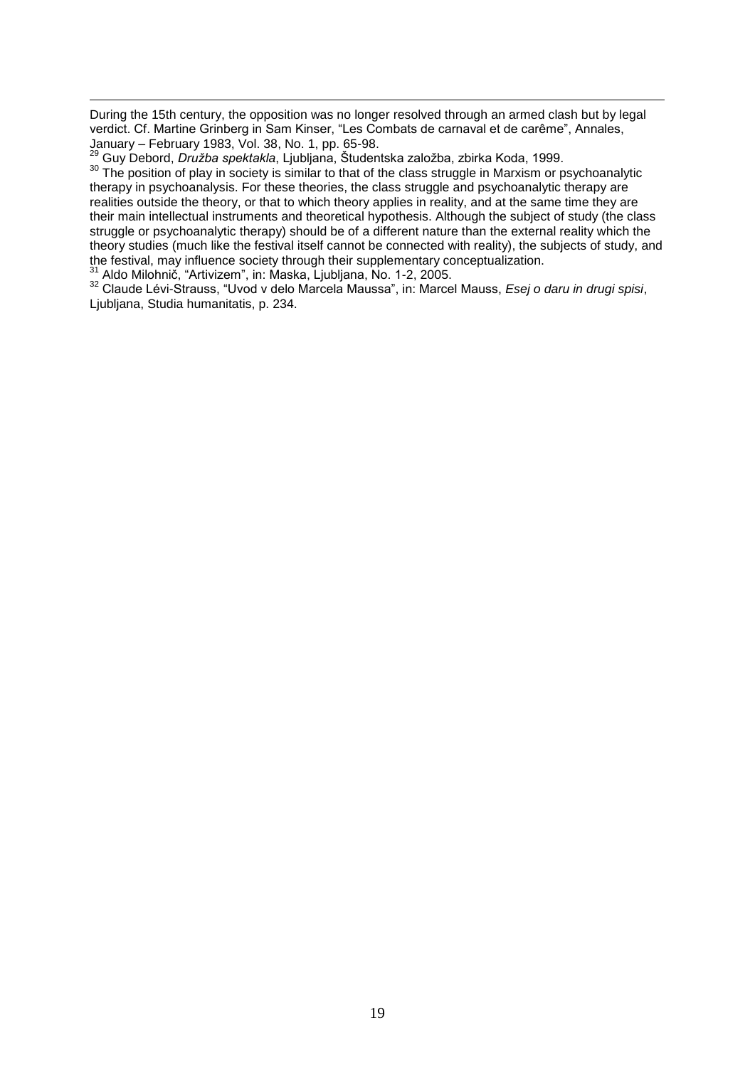During the 15th century, the opposition was no longer resolved through an armed clash but by legal verdict. Cf. Martine Grinberg in Sam Kinser, "Les Combats de carnaval et de carême", Annales, January – February 1983, Vol. 38, No. 1, pp. 65-98.

[29] Guy Debord, *Družba spektakla*, Ljubljana, Študentska založba, zbirka Koda, 1999.

[30] The position of play in society is similar to that of the class struggle in Marxism or psychoanalytic therapy in psychoanalysis. For these theories, the class struggle and psychoanalytic therapy are realities outside the theory, or that to which theory applies in reality, and at the same time they are their main intellectual instruments and theoretical hypothesis. Although the subject of study (the class struggle or psychoanalytic therapy) should be of a different nature than the external reality which the theory studies (much like the festival itself cannot be connected with reality), the subjects of study, and the festival, may influence society through their supplementary conceptualization.

[31] Aldo Milohnič, "Artivizem", in: Maska, Ljubljana, No. 1-2, 2005.

[32] Claude Lévi-Strauss, "Uvod v delo Marcela Maussa", in: Marcel Mauss, *Esej o daru in drugi spisi*, Ljubljana, Studia humanitatis, p. 234.